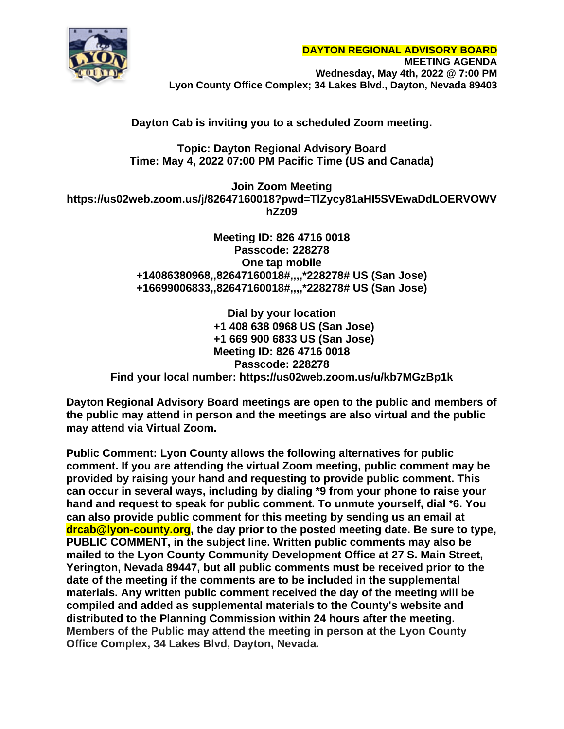**DAYTON REGIONAL ADVISORY BOARD**
**MEETING AGENDA**
**Wednesday, May 4th, 2022 @ 7:00 PM**
**Lyon County Office Complex; 34 Lakes Blvd., Dayton, Nevada 89403**

**Dayton Cab is inviting you to a scheduled Zoom meeting.**

**Topic: Dayton Regional Advisory Board**
**Time: May 4, 2022 07:00 PM Pacific Time (US and Canada)**

**Join Zoom Meeting**
**https://us02web.zoom.us/j/82647160018?pwd=TlZycy81aHI5SVEwaDdLOERVOWVhZz09**

**Meeting ID: 826 4716 0018**
**Passcode: 228278**
**One tap mobile**
**+14086380968,,82647160018#,,,,*228278# US (San Jose)**
**+16699006833,,82647160018#,,,,*228278# US (San Jose)**

**Dial by your location**
**+1 408 638 0968 US (San Jose)**
**+1 669 900 6833 US (San Jose)**
**Meeting ID: 826 4716 0018**
**Passcode: 228278**
**Find your local number: https://us02web.zoom.us/u/kb7MGzBp1k**

**Dayton Regional Advisory Board meetings are open to the public and members of the public may attend in person and the meetings are also virtual and the public may attend via Virtual Zoom.**

**Public Comment: Lyon County allows the following alternatives for public comment. If you are attending the virtual Zoom meeting, public comment may be provided by raising your hand and requesting to provide public comment. This can occur in several ways, including by dialing *9 from your phone to raise your hand and request to speak for public comment. To unmute yourself, dial *6. You can also provide public comment for this meeting by sending us an email at drcab@lyon-county.org, the day prior to the posted meeting date. Be sure to type, PUBLIC COMMENT, in the subject line. Written public comments may also be mailed to the Lyon County Community Development Office at 27 S. Main Street, Yerington, Nevada 89447, but all public comments must be received prior to the date of the meeting if the comments are to be included in the supplemental materials. Any written public comment received the day of the meeting will be compiled and added as supplemental materials to the County's website and distributed to the Planning Commission within 24 hours after the meeting.** **Members of the Public may attend the meeting in person at the Lyon County Office Complex, 34 Lakes Blvd, Dayton, Nevada.**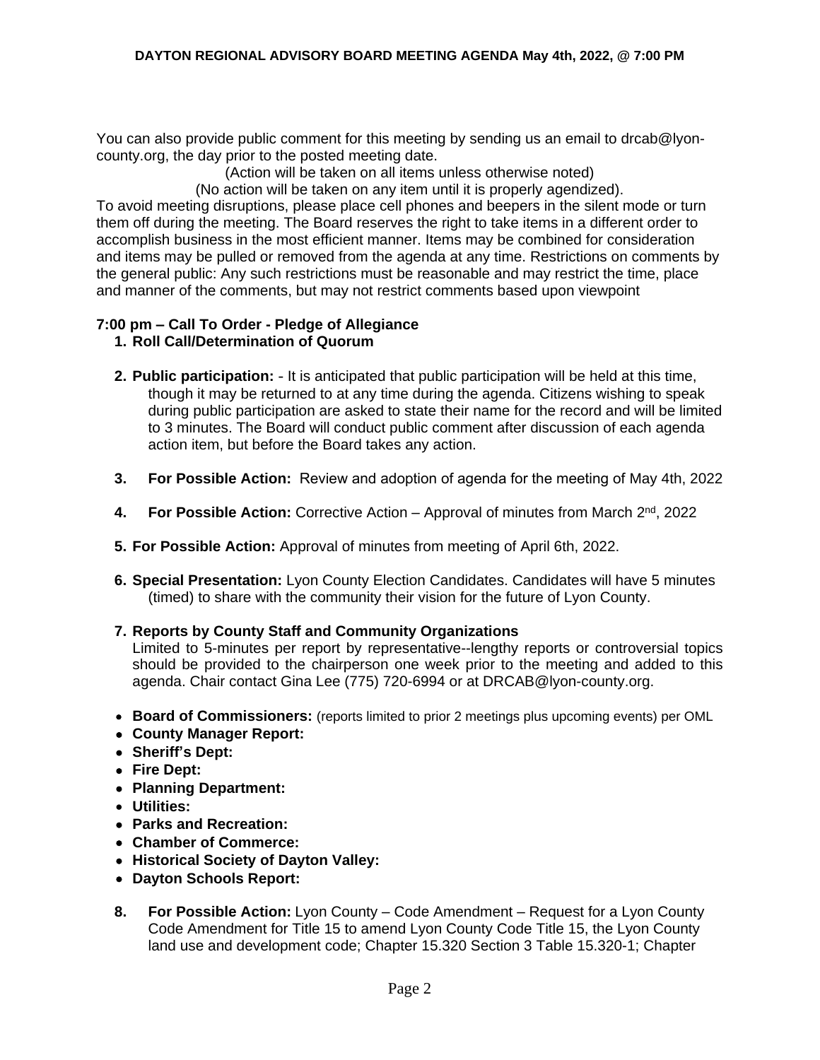**DAYTON REGIONAL ADVISORY BOARD MEETING AGENDA May 4th, 2022, @ 7:00 PM**

You can also provide public comment for this meeting by sending us an email to drcab@lyon-county.org, the day prior to the posted meeting date.

(Action will be taken on all items unless otherwise noted)

(No action will be taken on any item until it is properly agendized).

To avoid meeting disruptions, please place cell phones and beepers in the silent mode or turn them off during the meeting. The Board reserves the right to take items in a different order to accomplish business in the most efficient manner. Items may be combined for consideration and items may be pulled or removed from the agenda at any time. Restrictions on comments by the general public: Any such restrictions must be reasonable and may restrict the time, place and manner of the comments, but may not restrict comments based upon viewpoint

**7:00 pm – Call To Order - Pledge of Allegiance**

1. **Roll Call/Determination of Quorum**

2. **Public participation:** - It is anticipated that public participation will be held at this time, though it may be returned to at any time during the agenda. Citizens wishing to speak during public participation are asked to state their name for the record and will be limited to 3 minutes. The Board will conduct public comment after discussion of each agenda action item, but before the Board takes any action.

3. **For Possible Action:** Review and adoption of agenda for the meeting of May 4th, 2022

4. **For Possible Action:** Corrective Action – Approval of minutes from March 2nd, 2022

5. **For Possible Action:** Approval of minutes from meeting of April 6th, 2022.

6. **Special Presentation:** Lyon County Election Candidates. Candidates will have 5 minutes (timed) to share with the community their vision for the future of Lyon County.

7. **Reports by County Staff and Community Organizations**
   Limited to 5-minutes per report by representative--lengthy reports or controversial topics should be provided to the chairperson one week prior to the meeting and added to this agenda. Chair contact Gina Lee (775) 720-6994 or at DRCAB@lyon-county.org.

- **Board of Commissioners:** (reports limited to prior 2 meetings plus upcoming events) per OML
- **County Manager Report:**
- **Sheriff's Dept:**
- **Fire Dept:**
- **Planning Department:**
- **Utilities:**
- **Parks and Recreation:**
- **Chamber of Commerce:**
- **Historical Society of Dayton Valley:**
- **Dayton Schools Report:**

8. **For Possible Action:** Lyon County – Code Amendment – Request for a Lyon County Code Amendment for Title 15 to amend Lyon County Code Title 15, the Lyon County land use and development code; Chapter 15.320 Section 3 Table 15.320-1; Chapter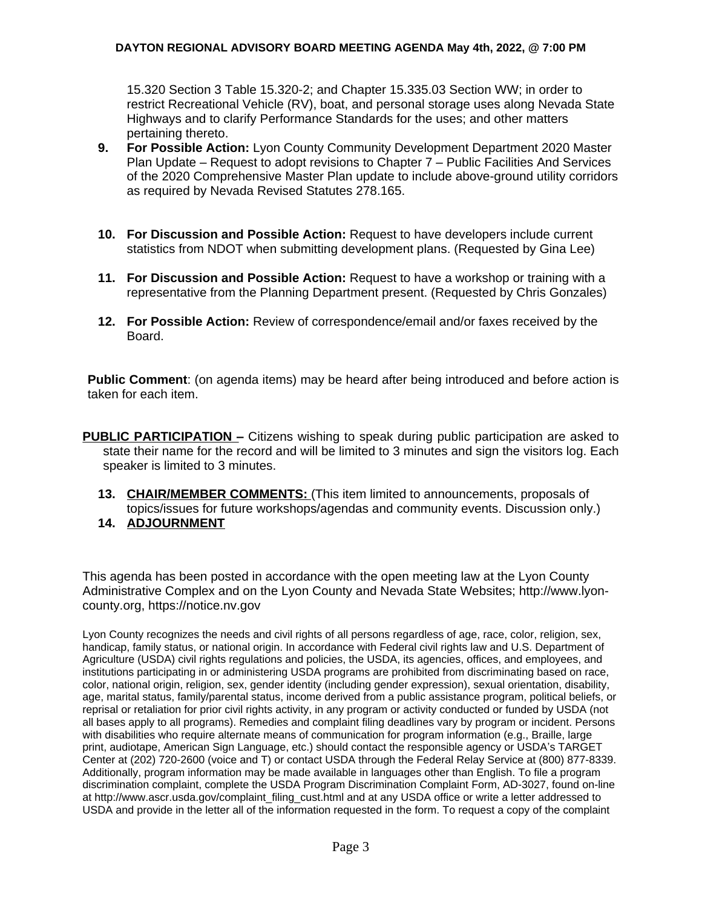15.320 Section 3 Table 15.320-2; and Chapter 15.335.03 Section WW; in order to restrict Recreational Vehicle (RV), boat, and personal storage uses along Nevada State Highways and to clarify Performance Standards for the uses; and other matters pertaining thereto.

9. **For Possible Action:** Lyon County Community Development Department 2020 Master Plan Update – Request to adopt revisions to Chapter 7 – Public Facilities And Services of the 2020 Comprehensive Master Plan update to include above-ground utility corridors as required by Nevada Revised Statutes 278.165.

10. **For Discussion and Possible Action:** Request to have developers include current statistics from NDOT when submitting development plans. (Requested by Gina Lee)

11. **For Discussion and Possible Action:** Request to have a workshop or training with a representative from the Planning Department present. (Requested by Chris Gonzales)

12. **For Possible Action:** Review of correspondence/email and/or faxes received by the Board.

**Public Comment**: (on agenda items) may be heard after being introduced and before action is taken for each item.

**PUBLIC PARTICIPATION –** Citizens wishing to speak during public participation are asked to state their name for the record and will be limited to 3 minutes and sign the visitors log. Each speaker is limited to 3 minutes.

13. **CHAIR/MEMBER COMMENTS:** (This item limited to announcements, proposals of topics/issues for future workshops/agendas and community events. Discussion only.)
14. **ADJOURNMENT**

This agenda has been posted in accordance with the open meeting law at the Lyon County Administrative Complex and on the Lyon County and Nevada State Websites; http://www.lyon-county.org, https://notice.nv.gov

Lyon County recognizes the needs and civil rights of all persons regardless of age, race, color, religion, sex, handicap, family status, or national origin. In accordance with Federal civil rights law and U.S. Department of Agriculture (USDA) civil rights regulations and policies, the USDA, its agencies, offices, and employees, and institutions participating in or administering USDA programs are prohibited from discriminating based on race, color, national origin, religion, sex, gender identity (including gender expression), sexual orientation, disability, age, marital status, family/parental status, income derived from a public assistance program, political beliefs, or reprisal or retaliation for prior civil rights activity, in any program or activity conducted or funded by USDA (not all bases apply to all programs). Remedies and complaint filing deadlines vary by program or incident. Persons with disabilities who require alternate means of communication for program information (e.g., Braille, large print, audiotape, American Sign Language, etc.) should contact the responsible agency or USDA's TARGET Center at (202) 720-2600 (voice and T) or contact USDA through the Federal Relay Service at (800) 877-8339. Additionally, program information may be made available in languages other than English. To file a program discrimination complaint, complete the USDA Program Discrimination Complaint Form, AD-3027, found on-line at http://www.ascr.usda.gov/complaint_filing_cust.html and at any USDA office or write a letter addressed to USDA and provide in the letter all of the information requested in the form. To request a copy of the complaint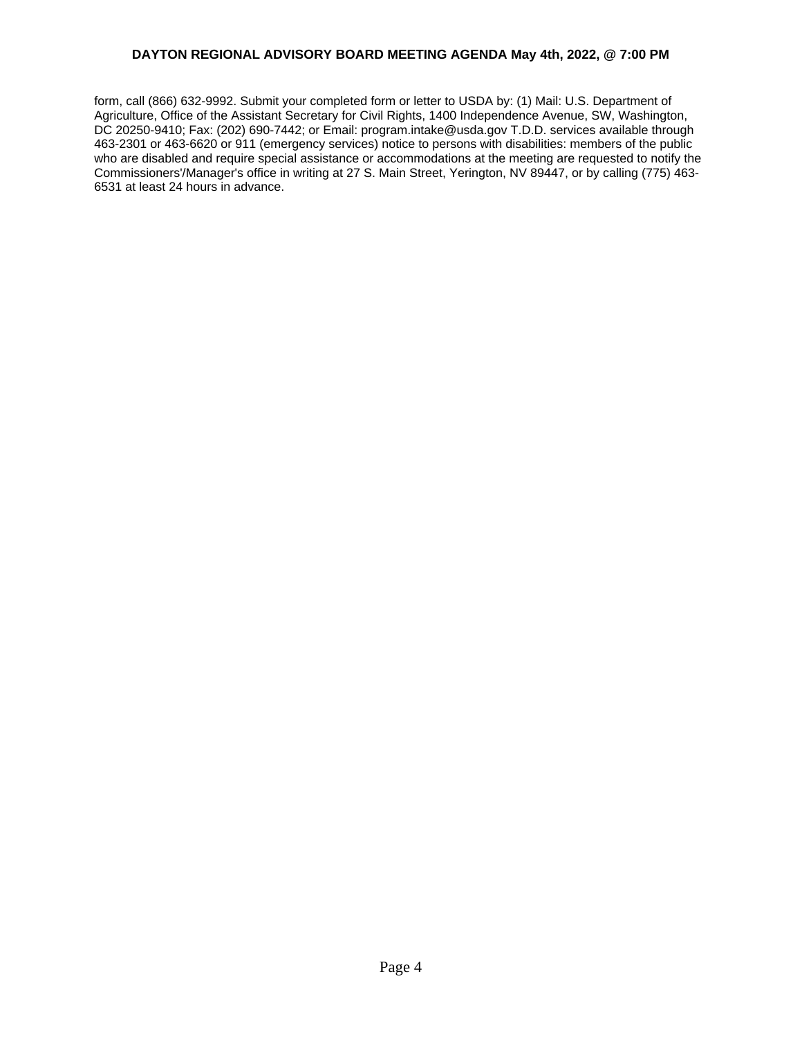form, call (866) 632-9992. Submit your completed form or letter to USDA by: (1) Mail: U.S. Department of Agriculture, Office of the Assistant Secretary for Civil Rights, 1400 Independence Avenue, SW, Washington, DC 20250-9410; Fax: (202) 690-7442; or Email: program.intake@usda.gov T.D.D. services available through 463-2301 or 463-6620 or 911 (emergency services) notice to persons with disabilities: members of the public who are disabled and require special assistance or accommodations at the meeting are requested to notify the Commissioners'/Manager's office in writing at 27 S. Main Street, Yerington, NV 89447, or by calling (775) 463-6531 at least 24 hours in advance.